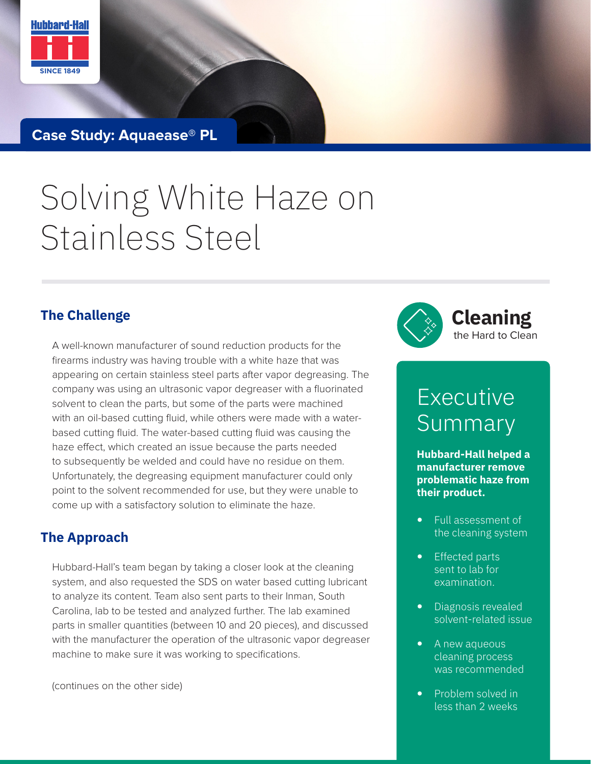Hubbard-Hall

SINCE 1849

**Case Study: Aquaease® PL**

# Solving White Haze on Stainless Steel

## The Challenge

A well-known manufacturer of sound reduction products for the firearms industry was having trouble with a white haze that was appearing on certain stainless steel parts after vapor degreasing. The company was using an ultrasonic vapor degreaser with a fluorinated solvent to clean the parts, but some of the parts were machined with an oil-based cutting fluid, while others were made with a water-based cutting fluid. The water-based cutting fluid was causing the haze effect, which created an issue because the parts needed to subsequently be welded and could have no residue on them. Unfortunately, the degreasing equipment manufacturer could only point to the solvent recommended for use, but they were unable to come up with a satisfactory solution to eliminate the haze.

## The Approach

Hubbard-Hall's team began by taking a closer look at the cleaning system, and also requested the SDS on water based cutting lubricant to analyze its content. Team also sent parts to their Inman, South Carolina, lab to be tested and analyzed further. The lab examined parts in smaller quantities (between 10 and 20 pieces), and discussed with the manufacturer the operation of the ultrasonic vapor degreaser machine to make sure it was working to specifications.

(continues on the other side)

**Cleaning** the Hard to Clean

## Executive Summary

**Hubbard-Hall helped a manufacturer remove problematic haze from their product.**

- Full assessment of the cleaning system
- Effected parts sent to lab for examination.
- Diagnosis revealed solvent-related issue
- A new aqueous cleaning process was recommended
- Problem solved in less than 2 weeks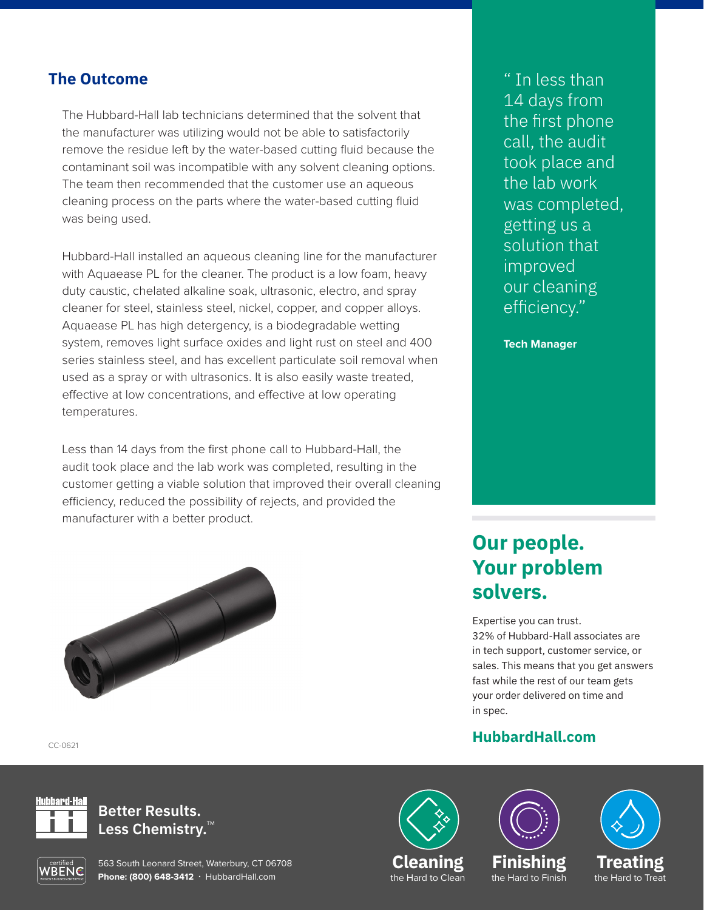## The Outcome

The Hubbard-Hall lab technicians determined that the solvent that the manufacturer was utilizing would not be able to satisfactorily remove the residue left by the water-based cutting fluid because the contaminant soil was incompatible with any solvent cleaning options. The team then recommended that the customer use an aqueous cleaning process on the parts where the water-based cutting fluid was being used.

Hubbard-Hall installed an aqueous cleaning line for the manufacturer with Aquaease PL for the cleaner. The product is a low foam, heavy duty caustic, chelated alkaline soak, ultrasonic, electro, and spray cleaner for steel, stainless steel, nickel, copper, and copper alloys. Aquaease PL has high detergency, is a biodegradable wetting system, removes light surface oxides and light rust on steel and 400 series stainless steel, and has excellent particulate soil removal when used as a spray or with ultrasonics. It is also easily waste treated, effective at low concentrations, and effective at low operating temperatures.

Less than 14 days from the first phone call to Hubbard-Hall, the audit took place and the lab work was completed, resulting in the customer getting a viable solution that improved their overall cleaning efficiency, reduced the possibility of rejects, and provided the manufacturer with a better product.

CC-0621

" In less than 14 days from the first phone call, the audit took place and the lab work was completed, getting us a solution that improved our cleaning efficiency."

**Tech Manager**

## Our people. Your problem solvers.

Expertise you can trust.
32% of Hubbard-Hall associates are in tech support, customer service, or sales. This means that you get answers fast while the rest of our team gets your order delivered on time and in spec.

**HubbardHall.com**

Hubbard-Hall

**Better Results. Less Chemistry.™**

certified WBENC

563 South Leonard Street, Waterbury, CT 06708
**Phone: (800) 648-3412** · HubbardHall.com

**Cleaning** the Hard to Clean

**Finishing** the Hard to Finish

**Treating** the Hard to Treat